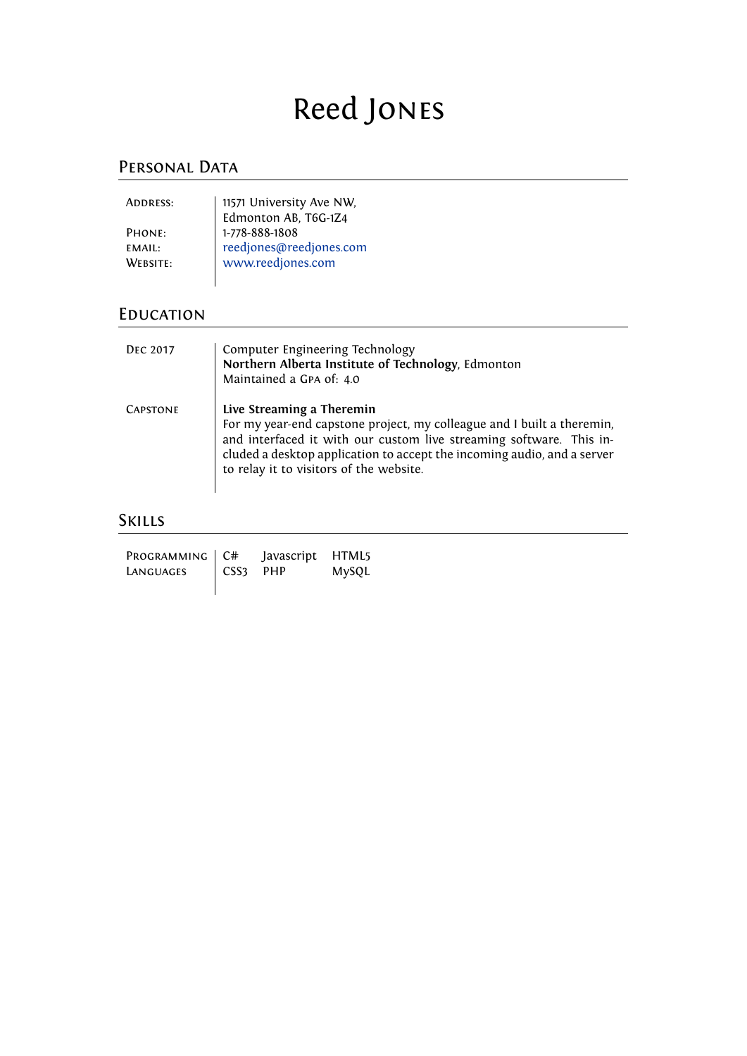# Reed Jones

## Personal Data

| | |
|---|---|
| Address: | 11571 University Ave NW, Edmonton AB, T6G-1Z4 |
| Phone: | 1-778-888-1808 |
| email: | reedjones@reedjones.com |
| Website: | www.reedjones.com |

## Education

**Dec 2017**

Computer Engineering Technology
**Northern Alberta Institute of Technology**, Edmonton
Maintained a GPA of: 4.0

**Capstone**

**Live Streaming a Theremin**
For my year-end capstone project, my colleague and I built a theremin, and interfaced it with our custom live streaming software. This included a desktop application to accept the incoming audio, and a server to relay it to visitors of the website.

## Skills

**Programming Languages**

| | | |
|---|---|---|
| C# | Javascript | HTML5 |
| CSS3 | PHP | MySQL |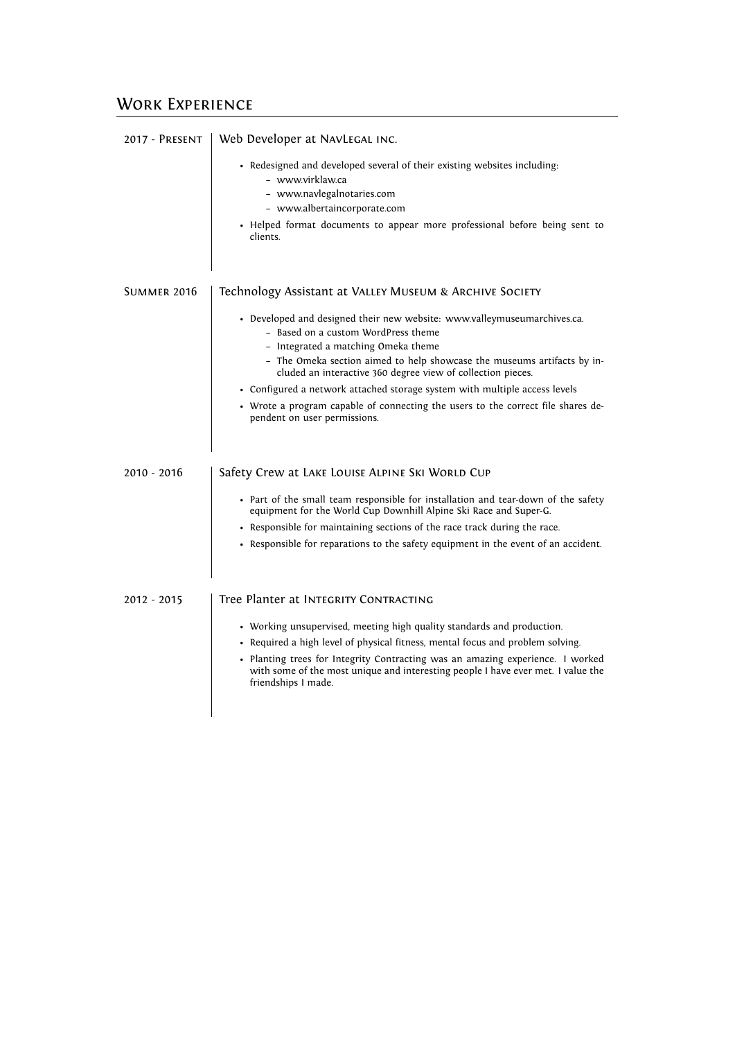## Work Experience

**2017 - Present** | Web Developer at NavLegal inc.

- Redesigned and developed several of their existing websites including:
  - www.virklaw.ca
  - www.navlegalnotaries.com
  - www.albertaincorporate.com
- Helped format documents to appear more professional before being sent to clients.

**Summer 2016** | Technology Assistant at Valley Museum & Archive Society

- Developed and designed their new website: www.valleymuseumarchives.ca.
  - Based on a custom WordPress theme
  - Integrated a matching Omeka theme
  - The Omeka section aimed to help showcase the museums artifacts by included an interactive 360 degree view of collection pieces.
- Configured a network attached storage system with multiple access levels
- Wrote a program capable of connecting the users to the correct file shares dependent on user permissions.

**2010 - 2016** | Safety Crew at Lake Louise Alpine Ski World Cup

- Part of the small team responsible for installation and tear-down of the safety equipment for the World Cup Downhill Alpine Ski Race and Super-G.
- Responsible for maintaining sections of the race track during the race.
- Responsible for reparations to the safety equipment in the event of an accident.

**2012 - 2015** | Tree Planter at Integrity Contracting

- Working unsupervised, meeting high quality standards and production.
- Required a high level of physical fitness, mental focus and problem solving.
- Planting trees for Integrity Contracting was an amazing experience. I worked with some of the most unique and interesting people I have ever met. I value the friendships I made.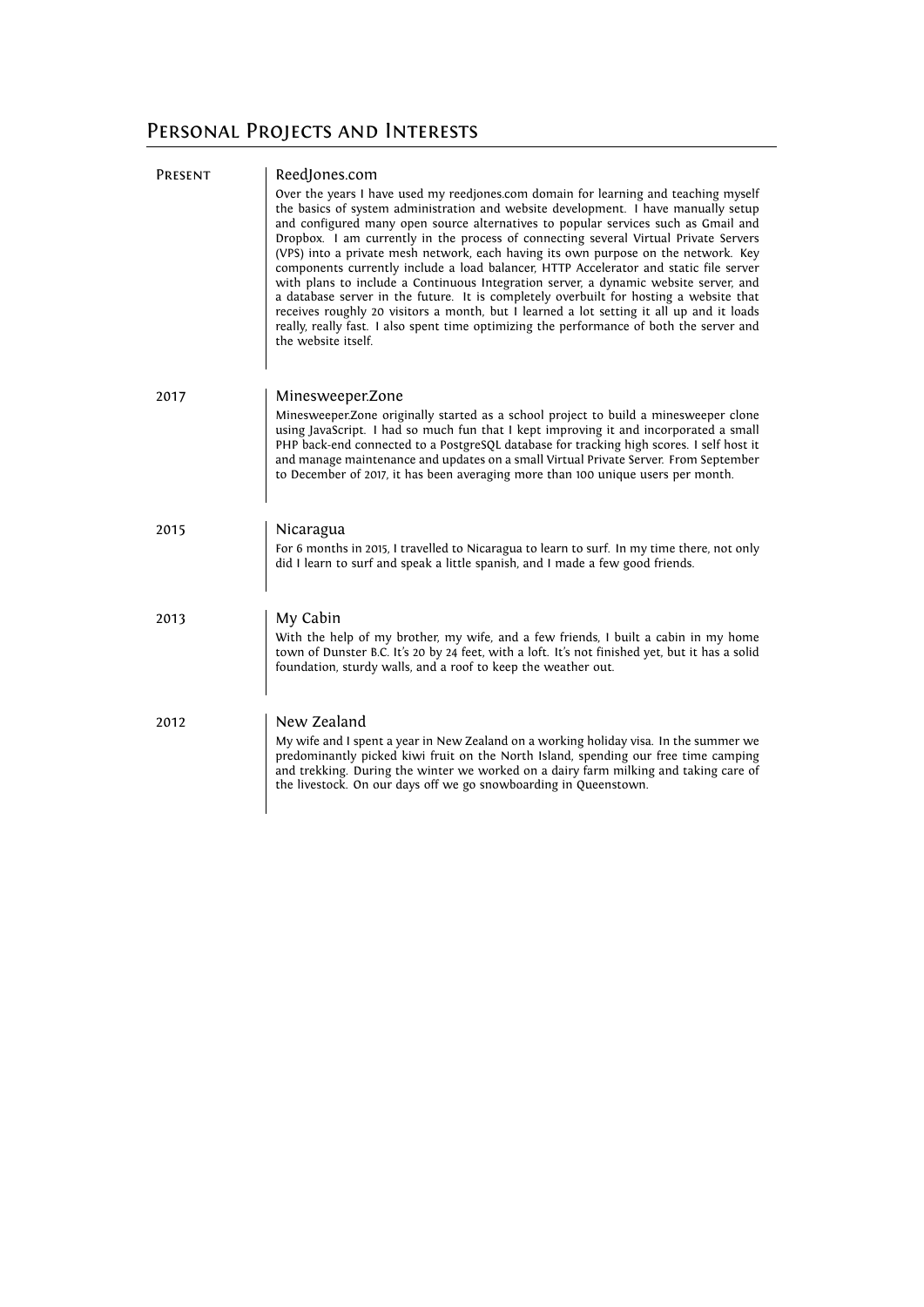## Personal Projects and Interests

**Present** — ReedJones.com

Over the years I have used my reedjones.com domain for learning and teaching myself the basics of system administration and website development. I have manually setup and configured many open source alternatives to popular services such as Gmail and Dropbox. I am currently in the process of connecting several Virtual Private Servers (VPS) into a private mesh network, each having its own purpose on the network. Key components currently include a load balancer, HTTP Accelerator and static file server with plans to include a Continuous Integration server, a dynamic website server, and a database server in the future. It is completely overbuilt for hosting a website that receives roughly 20 visitors a month, but I learned a lot setting it all up and it loads really, really fast. I also spent time optimizing the performance of both the server and the website itself.

**2017** — Minesweeper.Zone

Minesweeper.Zone originally started as a school project to build a minesweeper clone using JavaScript. I had so much fun that I kept improving it and incorporated a small PHP back-end connected to a PostgreSQL database for tracking high scores. I self host it and manage maintenance and updates on a small Virtual Private Server. From September to December of 2017, it has been averaging more than 100 unique users per month.

**2015** — Nicaragua

For 6 months in 2015, I travelled to Nicaragua to learn to surf. In my time there, not only did I learn to surf and speak a little spanish, and I made a few good friends.

**2013** — My Cabin

With the help of my brother, my wife, and a few friends, I built a cabin in my home town of Dunster B.C. It's 20 by 24 feet, with a loft. It's not finished yet, but it has a solid foundation, sturdy walls, and a roof to keep the weather out.

**2012** — New Zealand

My wife and I spent a year in New Zealand on a working holiday visa. In the summer we predominantly picked kiwi fruit on the North Island, spending our free time camping and trekking. During the winter we worked on a dairy farm milking and taking care of the livestock. On our days off we go snowboarding in Queenstown.